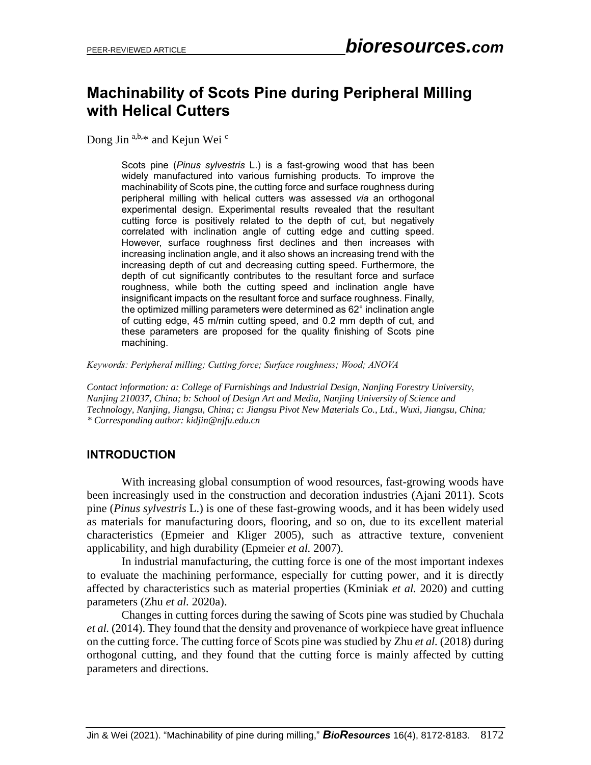PEER-REVIEWED ARTICLE

# Machinability of Scots Pine during Peripheral Milling with Helical Cutters

Dong Jin [a,b,*] and Kejun Wei [c]

Scots pine (*Pinus sylvestris* L.) is a fast-growing wood that has been widely manufactured into various furnishing products. To improve the machinability of Scots pine, the cutting force and surface roughness during peripheral milling with helical cutters was assessed *via* an orthogonal experimental design. Experimental results revealed that the resultant cutting force is positively related to the depth of cut, but negatively correlated with inclination angle of cutting edge and cutting speed. However, surface roughness first declines and then increases with increasing inclination angle, and it also shows an increasing trend with the increasing depth of cut and decreasing cutting speed. Furthermore, the depth of cut significantly contributes to the resultant force and surface roughness, while both the cutting speed and inclination angle have insignificant impacts on the resultant force and surface roughness. Finally, the optimized milling parameters were determined as 62° inclination angle of cutting edge, 45 m/min cutting speed, and 0.2 mm depth of cut, and these parameters are proposed for the quality finishing of Scots pine machining.

*Keywords: Peripheral milling; Cutting force; Surface roughness; Wood; ANOVA*

*Contact information: a: College of Furnishings and Industrial Design, Nanjing Forestry University, Nanjing 210037, China; b: School of Design Art and Media, Nanjing University of Science and Technology, Nanjing, Jiangsu, China; c: Jiangsu Pivot New Materials Co., Ltd., Wuxi, Jiangsu, China; * Corresponding author: kidjin@njfu.edu.cn*

## INTRODUCTION

With increasing global consumption of wood resources, fast-growing woods have been increasingly used in the construction and decoration industries (Ajani 2011). Scots pine (*Pinus sylvestris* L.) is one of these fast-growing woods, and it has been widely used as materials for manufacturing doors, flooring, and so on, due to its excellent material characteristics (Epmeier and Kliger 2005), such as attractive texture, convenient applicability, and high durability (Epmeier *et al.* 2007).

In industrial manufacturing, the cutting force is one of the most important indexes to evaluate the machining performance, especially for cutting power, and it is directly affected by characteristics such as material properties (Kminiak *et al.* 2020) and cutting parameters (Zhu *et al.* 2020a).

Changes in cutting forces during the sawing of Scots pine was studied by Chuchala *et al.* (2014). They found that the density and provenance of workpiece have great influence on the cutting force. The cutting force of Scots pine was studied by Zhu *et al.* (2018) during orthogonal cutting, and they found that the cutting force is mainly affected by cutting parameters and directions.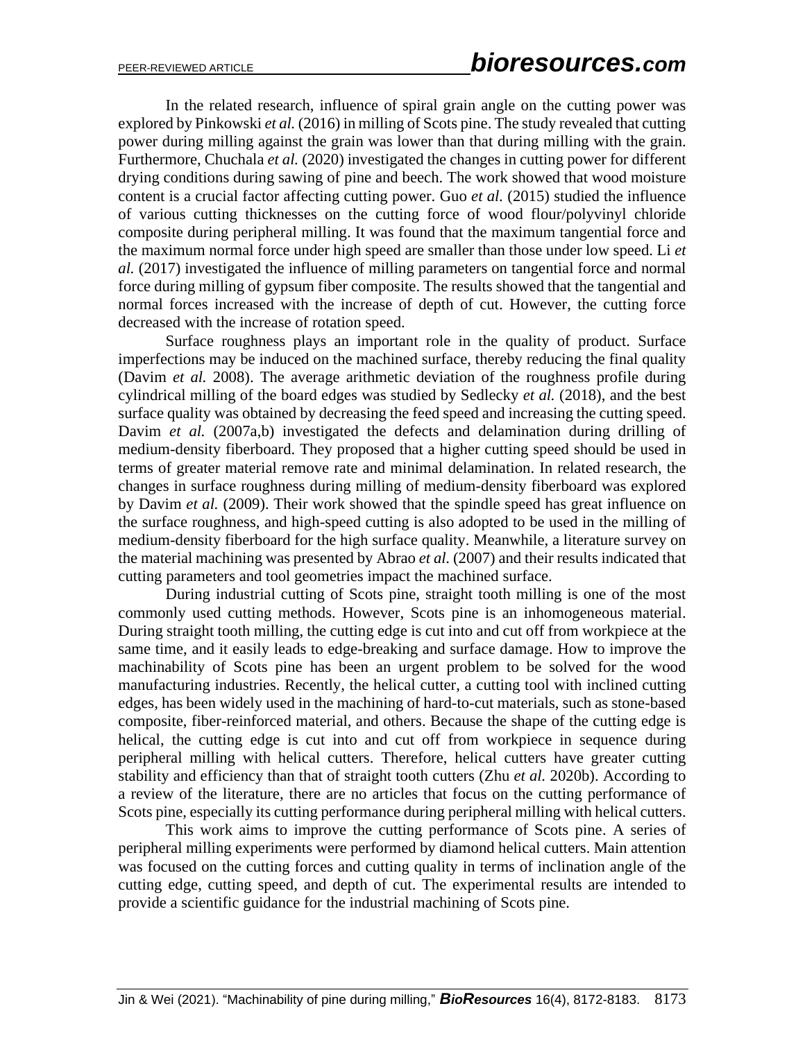In the related research, influence of spiral grain angle on the cutting power was explored by Pinkowski *et al.* (2016) in milling of Scots pine. The study revealed that cutting power during milling against the grain was lower than that during milling with the grain. Furthermore, Chuchala *et al.* (2020) investigated the changes in cutting power for different drying conditions during sawing of pine and beech. The work showed that wood moisture content is a crucial factor affecting cutting power. Guo *et al.* (2015) studied the influence of various cutting thicknesses on the cutting force of wood flour/polyvinyl chloride composite during peripheral milling. It was found that the maximum tangential force and the maximum normal force under high speed are smaller than those under low speed. Li *et al.* (2017) investigated the influence of milling parameters on tangential force and normal force during milling of gypsum fiber composite. The results showed that the tangential and normal forces increased with the increase of depth of cut. However, the cutting force decreased with the increase of rotation speed.

Surface roughness plays an important role in the quality of product. Surface imperfections may be induced on the machined surface, thereby reducing the final quality (Davim *et al.* 2008). The average arithmetic deviation of the roughness profile during cylindrical milling of the board edges was studied by Sedlecky *et al.* (2018), and the best surface quality was obtained by decreasing the feed speed and increasing the cutting speed. Davim *et al.* (2007a,b) investigated the defects and delamination during drilling of medium-density fiberboard. They proposed that a higher cutting speed should be used in terms of greater material remove rate and minimal delamination. In related research, the changes in surface roughness during milling of medium-density fiberboard was explored by Davim *et al.* (2009). Their work showed that the spindle speed has great influence on the surface roughness, and high-speed cutting is also adopted to be used in the milling of medium-density fiberboard for the high surface quality. Meanwhile, a literature survey on the material machining was presented by Abrao *et al.* (2007) and their results indicated that cutting parameters and tool geometries impact the machined surface.

During industrial cutting of Scots pine, straight tooth milling is one of the most commonly used cutting methods. However, Scots pine is an inhomogeneous material. During straight tooth milling, the cutting edge is cut into and cut off from workpiece at the same time, and it easily leads to edge-breaking and surface damage. How to improve the machinability of Scots pine has been an urgent problem to be solved for the wood manufacturing industries. Recently, the helical cutter, a cutting tool with inclined cutting edges, has been widely used in the machining of hard-to-cut materials, such as stone-based composite, fiber-reinforced material, and others. Because the shape of the cutting edge is helical, the cutting edge is cut into and cut off from workpiece in sequence during peripheral milling with helical cutters. Therefore, helical cutters have greater cutting stability and efficiency than that of straight tooth cutters (Zhu *et al.* 2020b). According to a review of the literature, there are no articles that focus on the cutting performance of Scots pine, especially its cutting performance during peripheral milling with helical cutters.

This work aims to improve the cutting performance of Scots pine. A series of peripheral milling experiments were performed by diamond helical cutters. Main attention was focused on the cutting forces and cutting quality in terms of inclination angle of the cutting edge, cutting speed, and depth of cut. The experimental results are intended to provide a scientific guidance for the industrial machining of Scots pine.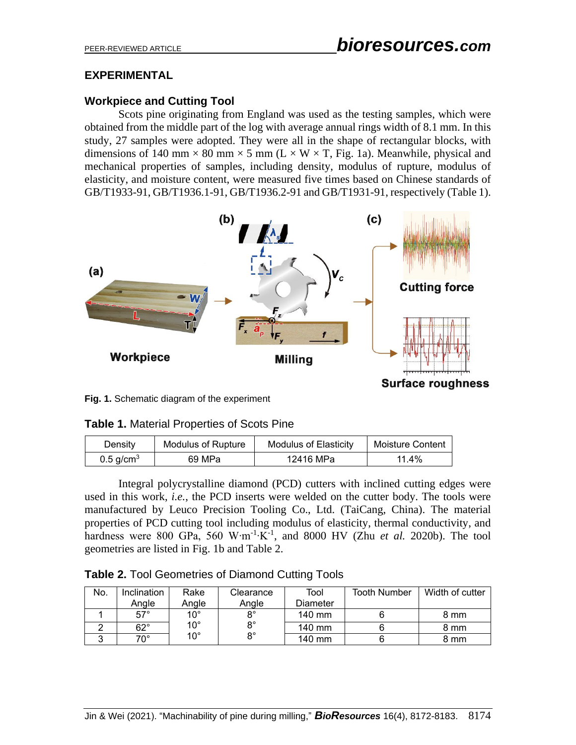## EXPERIMENTAL

### Workpiece and Cutting Tool

Scots pine originating from England was used as the testing samples, which were obtained from the middle part of the log with average annual rings width of 8.1 mm. In this study, 27 samples were adopted. They were all in the shape of rectangular blocks, with dimensions of 140 mm × 80 mm × 5 mm (L × W × T, Fig. 1a). Meanwhile, physical and mechanical properties of samples, including density, modulus of rupture, modulus of elasticity, and moisture content, were measured five times based on Chinese standards of GB/T1933-91, GB/T1936.1-91, GB/T1936.2-91 and GB/T1931-91, respectively (Table 1).

**Fig. 1.** Schematic diagram of the experiment

**Table 1.** Material Properties of Scots Pine

| Density | Modulus of Rupture | Modulus of Elasticity | Moisture Content |
|---|---|---|---|
| 0.5 g/cm$^3$ | 69 MPa | 12416 MPa | 11.4% |

Integral polycrystalline diamond (PCD) cutters with inclined cutting edges were used in this work, *i.e.*, the PCD inserts were welded on the cutter body. The tools were manufactured by Leuco Precision Tooling Co., Ltd. (TaiCang, China). The material properties of PCD cutting tool including modulus of elasticity, thermal conductivity, and hardness were 800 GPa, 560 W·m$^{-1}$·K$^{-1}$, and 8000 HV (Zhu *et al.* 2020b). The tool geometries are listed in Fig. 1b and Table 2.

**Table 2.** Tool Geometries of Diamond Cutting Tools

| No. | Inclination Angle | Rake Angle | Clearance Angle | Tool Diameter | Tooth Number | Width of cutter |
|---|---|---|---|---|---|---|
| 1 | 57° | 10° | 8° | 140 mm | 6 | 8 mm |
| 2 | 62° | 10° | 8° | 140 mm | 6 | 8 mm |
| 3 | 70° | 10° | 8° | 140 mm | 6 | 8 mm |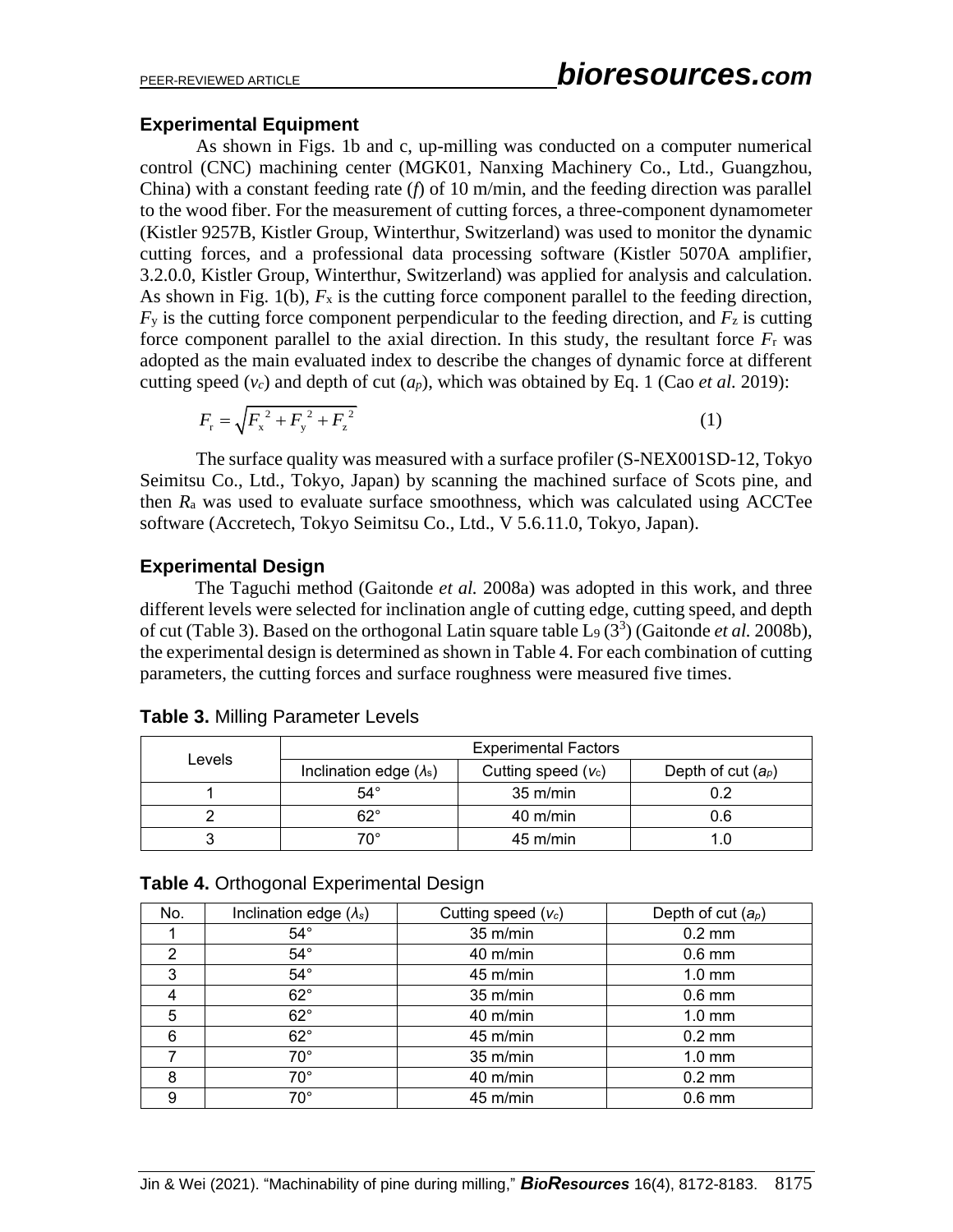## Experimental Equipment

As shown in Figs. 1b and c, up-milling was conducted on a computer numerical control (CNC) machining center (MGK01, Nanxing Machinery Co., Ltd., Guangzhou, China) with a constant feeding rate (*f*) of 10 m/min, and the feeding direction was parallel to the wood fiber. For the measurement of cutting forces, a three-component dynamometer (Kistler 9257B, Kistler Group, Winterthur, Switzerland) was used to monitor the dynamic cutting forces, and a professional data processing software (Kistler 5070A amplifier, 3.2.0.0, Kistler Group, Winterthur, Switzerland) was applied for analysis and calculation. As shown in Fig. 1(b), $F_x$ is the cutting force component parallel to the feeding direction, $F_y$ is the cutting force component perpendicular to the feeding direction, and $F_z$ is cutting force component parallel to the axial direction. In this study, the resultant force $F_r$ was adopted as the main evaluated index to describe the changes of dynamic force at different cutting speed ($v_c$) and depth of cut ($a_p$), which was obtained by Eq. 1 (Cao *et al.* 2019):

$$F_r = \sqrt{F_x^2 + F_y^2 + F_z^2} \tag{1}$$

The surface quality was measured with a surface profiler (S-NEX001SD-12, Tokyo Seimitsu Co., Ltd., Tokyo, Japan) by scanning the machined surface of Scots pine, and then $R_a$ was used to evaluate surface smoothness, which was calculated using ACCTee software (Accretech, Tokyo Seimitsu Co., Ltd., V 5.6.11.0, Tokyo, Japan).

## Experimental Design

The Taguchi method (Gaitonde *et al.* 2008a) was adopted in this work, and three different levels were selected for inclination angle of cutting edge, cutting speed, and depth of cut (Table 3). Based on the orthogonal Latin square table $L_9$ ($3^3$) (Gaitonde *et al.* 2008b), the experimental design is determined as shown in Table 4. For each combination of cutting parameters, the cutting forces and surface roughness were measured five times.

**Table 3.** Milling Parameter Levels

| Levels | Experimental Factors | | |
|---|---|---|---|
| | Inclination edge ($\lambda_s$) | Cutting speed ($v_c$) | Depth of cut ($a_p$) |
| 1 | 54° | 35 m/min | 0.2 |
| 2 | 62° | 40 m/min | 0.6 |
| 3 | 70° | 45 m/min | 1.0 |

**Table 4.** Orthogonal Experimental Design

| No. | Inclination edge ($\lambda_s$) | Cutting speed ($v_c$) | Depth of cut ($a_p$) |
|---|---|---|---|
| 1 | 54° | 35 m/min | 0.2 mm |
| 2 | 54° | 40 m/min | 0.6 mm |
| 3 | 54° | 45 m/min | 1.0 mm |
| 4 | 62° | 35 m/min | 0.6 mm |
| 5 | 62° | 40 m/min | 1.0 mm |
| 6 | 62° | 45 m/min | 0.2 mm |
| 7 | 70° | 35 m/min | 1.0 mm |
| 8 | 70° | 40 m/min | 0.2 mm |
| 9 | 70° | 45 m/min | 0.6 mm |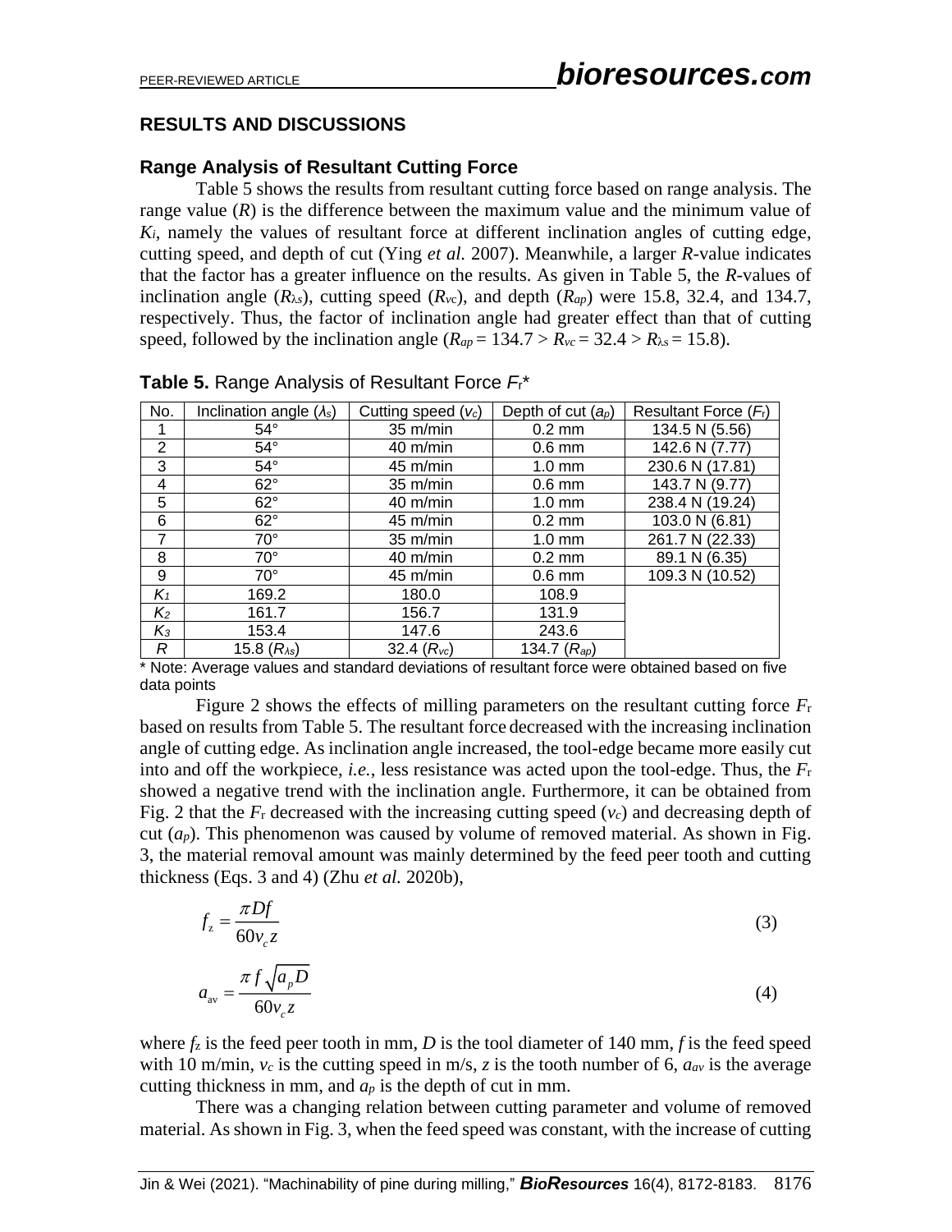## RESULTS AND DISCUSSIONS

### Range Analysis of Resultant Cutting Force

Table 5 shows the results from resultant cutting force based on range analysis. The range value ($R$) is the difference between the maximum value and the minimum value of $K_i$, namely the values of resultant force at different inclination angles of cutting edge, cutting speed, and depth of cut (Ying *et al.* 2007). Meanwhile, a larger $R$-value indicates that the factor has a greater influence on the results. As given in Table 5, the $R$-values of inclination angle ($R_{\lambda s}$), cutting speed ($R_{vc}$), and depth ($R_{ap}$) were 15.8, 32.4, and 134.7, respectively. Thus, the factor of inclination angle had greater effect than that of cutting speed, followed by the inclination angle ($R_{ap}$ = 134.7 > $R_{vc}$ = 32.4 > $R_{\lambda s}$ = 15.8).

**Table 5.** Range Analysis of Resultant Force $F_r$*

| No. | Inclination angle ($\lambda_s$) | Cutting speed ($v_c$) | Depth of cut ($a_p$) | Resultant Force ($F_r$) |
|---|---|---|---|---|
| 1 | 54° | 35 m/min | 0.2 mm | 134.5 N (5.56) |
| 2 | 54° | 40 m/min | 0.6 mm | 142.6 N (7.77) |
| 3 | 54° | 45 m/min | 1.0 mm | 230.6 N (17.81) |
| 4 | 62° | 35 m/min | 0.6 mm | 143.7 N (9.77) |
| 5 | 62° | 40 m/min | 1.0 mm | 238.4 N (19.24) |
| 6 | 62° | 45 m/min | 0.2 mm | 103.0 N (6.81) |
| 7 | 70° | 35 m/min | 1.0 mm | 261.7 N (22.33) |
| 8 | 70° | 40 m/min | 0.2 mm | 89.1 N (6.35) |
| 9 | 70° | 45 m/min | 0.6 mm | 109.3 N (10.52) |
| $K_1$ | 169.2 | 180.0 | 108.9 | |
| $K_2$ | 161.7 | 156.7 | 131.9 | |
| $K_3$ | 153.4 | 147.6 | 243.6 | |
| $R$ | 15.8 ($R_{\lambda s}$) | 32.4 ($R_{vc}$) | 134.7 ($R_{ap}$) | |

\* Note: Average values and standard deviations of resultant force were obtained based on five data points

Figure 2 shows the effects of milling parameters on the resultant cutting force $F_r$ based on results from Table 5. The resultant force decreased with the increasing inclination angle of cutting edge. As inclination angle increased, the tool-edge became more easily cut into and off the workpiece, *i.e.*, less resistance was acted upon the tool-edge. Thus, the $F_r$ showed a negative trend with the inclination angle. Furthermore, it can be obtained from Fig. 2 that the $F_r$ decreased with the increasing cutting speed ($v_c$) and decreasing depth of cut ($a_p$). This phenomenon was caused by volume of removed material. As shown in Fig. 3, the material removal amount was mainly determined by the feed peer tooth and cutting thickness (Eqs. 3 and 4) (Zhu *et al.* 2020b),

$$f_z = \frac{\pi D f}{60 v_c z} \tag{3}$$

$$a_{av} = \frac{\pi f \sqrt{a_p D}}{60 v_c z} \tag{4}$$

where $f_z$ is the feed peer tooth in mm, $D$ is the tool diameter of 140 mm, $f$ is the feed speed with 10 m/min, $v_c$ is the cutting speed in m/s, $z$ is the tooth number of 6, $a_{av}$ is the average cutting thickness in mm, and $a_p$ is the depth of cut in mm.

There was a changing relation between cutting parameter and volume of removed material. As shown in Fig. 3, when the feed speed was constant, with the increase of cutting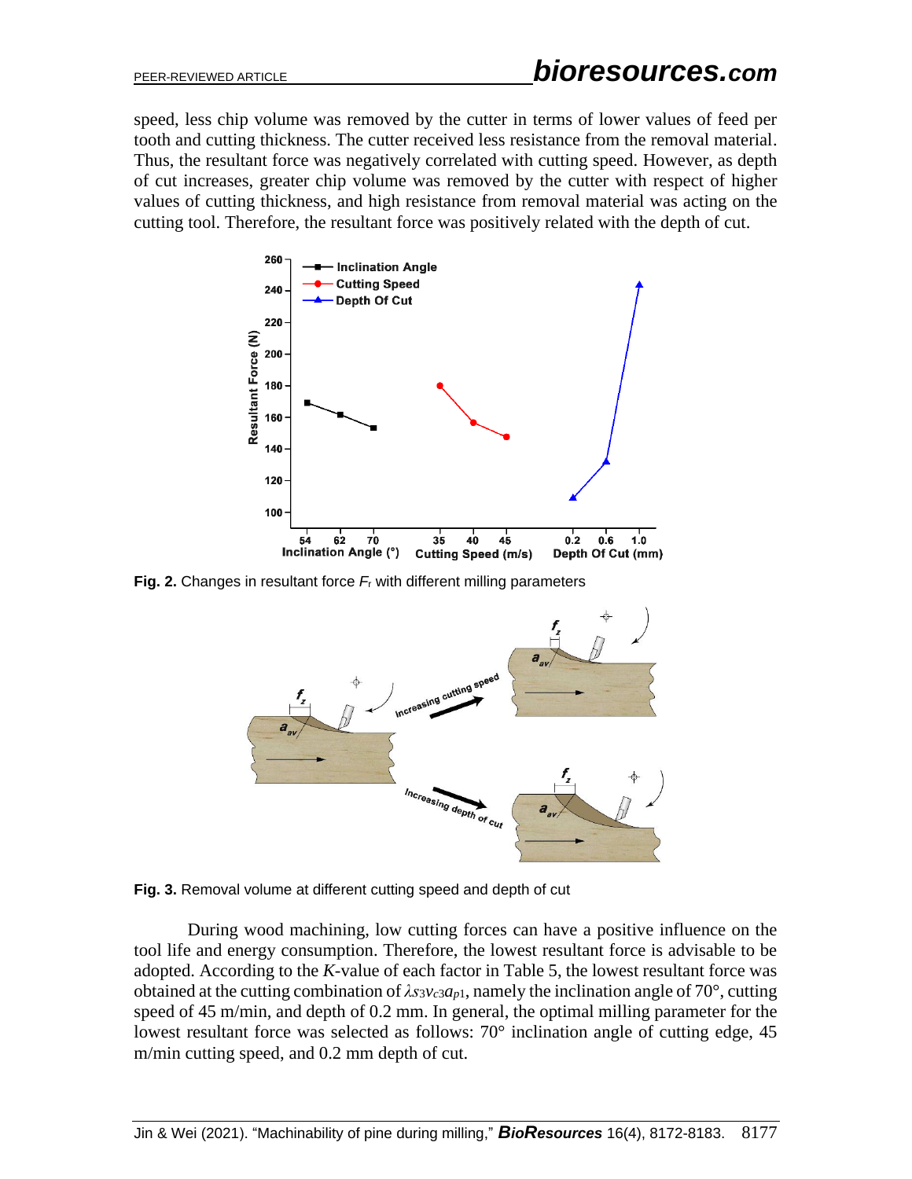speed, less chip volume was removed by the cutter in terms of lower values of feed per tooth and cutting thickness. The cutter received less resistance from the removal material. Thus, the resultant force was negatively correlated with cutting speed. However, as depth of cut increases, greater chip volume was removed by the cutter with respect of higher values of cutting thickness, and high resistance from removal material was acting on the cutting tool. Therefore, the resultant force was positively related with the depth of cut.

**Fig. 2.** Changes in resultant force $F_r$ with different milling parameters

**Fig. 3.** Removal volume at different cutting speed and depth of cut

During wood machining, low cutting forces can have a positive influence on the tool life and energy consumption. Therefore, the lowest resultant force is advisable to be adopted. According to the *K*-value of each factor in Table 5, the lowest resultant force was obtained at the cutting combination of $\lambda_{S3}v_{c3}a_{p1}$, namely the inclination angle of 70°, cutting speed of 45 m/min, and depth of 0.2 mm. In general, the optimal milling parameter for the lowest resultant force was selected as follows: 70° inclination angle of cutting edge, 45 m/min cutting speed, and 0.2 mm depth of cut.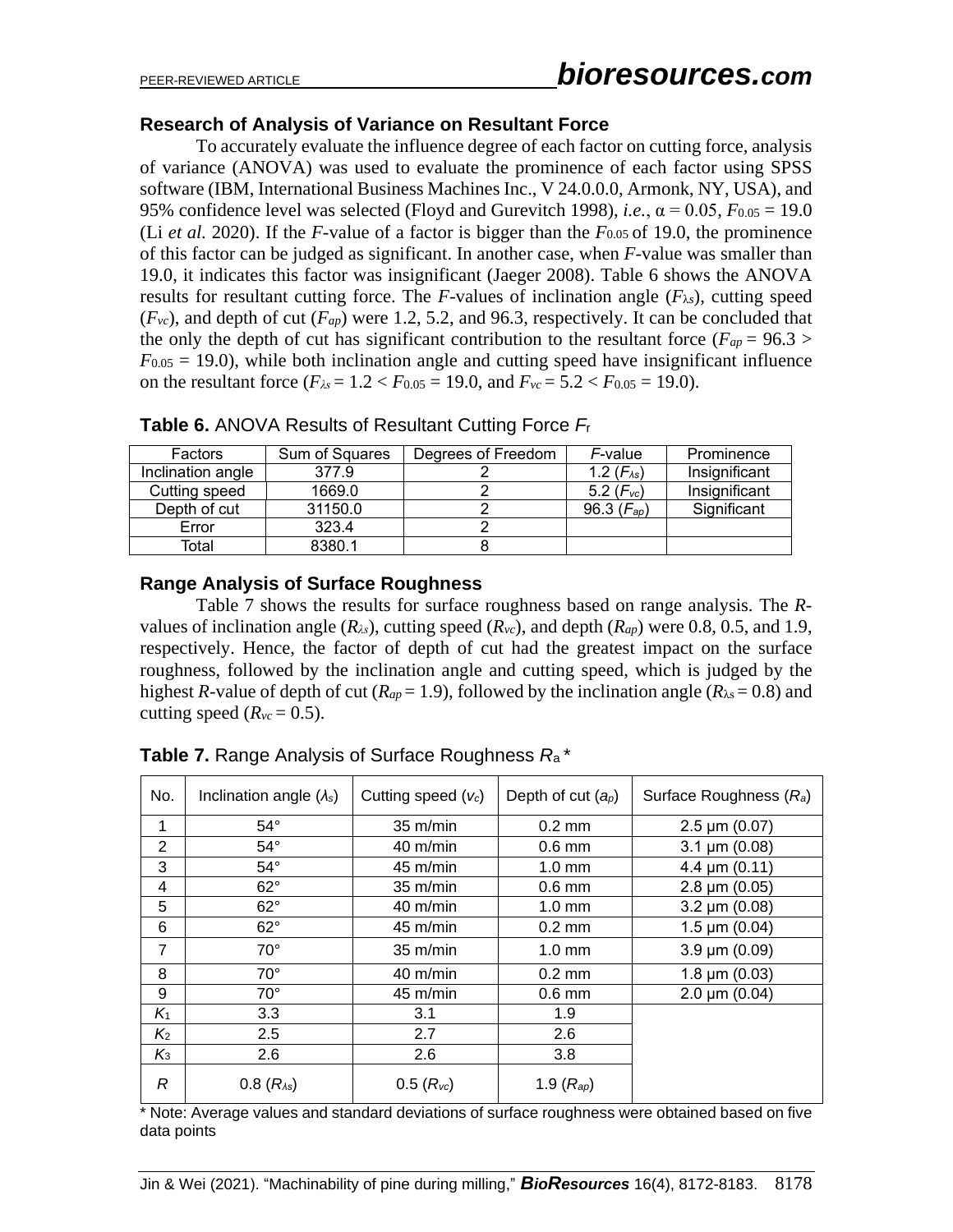## Research of Analysis of Variance on Resultant Force

To accurately evaluate the influence degree of each factor on cutting force, analysis of variance (ANOVA) was used to evaluate the prominence of each factor using SPSS software (IBM, International Business Machines Inc., V 24.0.0.0, Armonk, NY, USA), and 95% confidence level was selected (Floyd and Gurevitch 1998), *i.e.*, $\alpha = 0.05$, $F_{0.05} = 19.0$ (Li *et al.* 2020). If the *F*-value of a factor is bigger than the $F_{0.05}$ of 19.0, the prominence of this factor can be judged as significant. In another case, when *F*-value was smaller than 19.0, it indicates this factor was insignificant (Jaeger 2008). Table 6 shows the ANOVA results for resultant cutting force. The *F*-values of inclination angle ($F_{\lambda s}$), cutting speed ($F_{vc}$), and depth of cut ($F_{ap}$) were 1.2, 5.2, and 96.3, respectively. It can be concluded that the only the depth of cut has significant contribution to the resultant force ($F_{ap} = 96.3 > F_{0.05} = 19.0$), while both inclination angle and cutting speed have insignificant influence on the resultant force ($F_{\lambda s} = 1.2 < F_{0.05} = 19.0$, and $F_{vc} = 5.2 < F_{0.05} = 19.0$).

**Table 6.** ANOVA Results of Resultant Cutting Force $F_r$

| Factors | Sum of Squares | Degrees of Freedom | *F*-value | Prominence |
|---|---|---|---|---|
| Inclination angle | 377.9 | 2 | 1.2 ($F_{\lambda s}$) | Insignificant |
| Cutting speed | 1669.0 | 2 | 5.2 ($F_{vc}$) | Insignificant |
| Depth of cut | 31150.0 | 2 | 96.3 ($F_{ap}$) | Significant |
| Error | 323.4 | 2 | | |
| Total | 8380.1 | 8 | | |

## Range Analysis of Surface Roughness

Table 7 shows the results for surface roughness based on range analysis. The *R*-values of inclination angle ($R_{\lambda s}$), cutting speed ($R_{vc}$), and depth ($R_{ap}$) were 0.8, 0.5, and 1.9, respectively. Hence, the factor of depth of cut had the greatest impact on the surface roughness, followed by the inclination angle and cutting speed, which is judged by the highest *R*-value of depth of cut ($R_{ap} = 1.9$), followed by the inclination angle ($R_{\lambda s} = 0.8$) and cutting speed ($R_{vc} = 0.5$).

**Table 7.** Range Analysis of Surface Roughness $R_a$ *

| No. | Inclination angle ($\lambda_s$) | Cutting speed ($v_c$) | Depth of cut ($a_p$) | Surface Roughness ($R_a$) |
|---|---|---|---|---|
| 1 | 54° | 35 m/min | 0.2 mm | 2.5 μm (0.07) |
| 2 | 54° | 40 m/min | 0.6 mm | 3.1 μm (0.08) |
| 3 | 54° | 45 m/min | 1.0 mm | 4.4 μm (0.11) |
| 4 | 62° | 35 m/min | 0.6 mm | 2.8 μm (0.05) |
| 5 | 62° | 40 m/min | 1.0 mm | 3.2 μm (0.08) |
| 6 | 62° | 45 m/min | 0.2 mm | 1.5 μm (0.04) |
| 7 | 70° | 35 m/min | 1.0 mm | 3.9 μm (0.09) |
| 8 | 70° | 40 m/min | 0.2 mm | 1.8 μm (0.03) |
| 9 | 70° | 45 m/min | 0.6 mm | 2.0 μm (0.04) |
| $K_1$ | 3.3 | 3.1 | 1.9 | |
| $K_2$ | 2.5 | 2.7 | 2.6 | |
| $K_3$ | 2.6 | 2.6 | 3.8 | |
| *R* | 0.8 ($R_{\lambda s}$) | 0.5 ($R_{vc}$) | 1.9 ($R_{ap}$) | |

\* Note: Average values and standard deviations of surface roughness were obtained based on five data points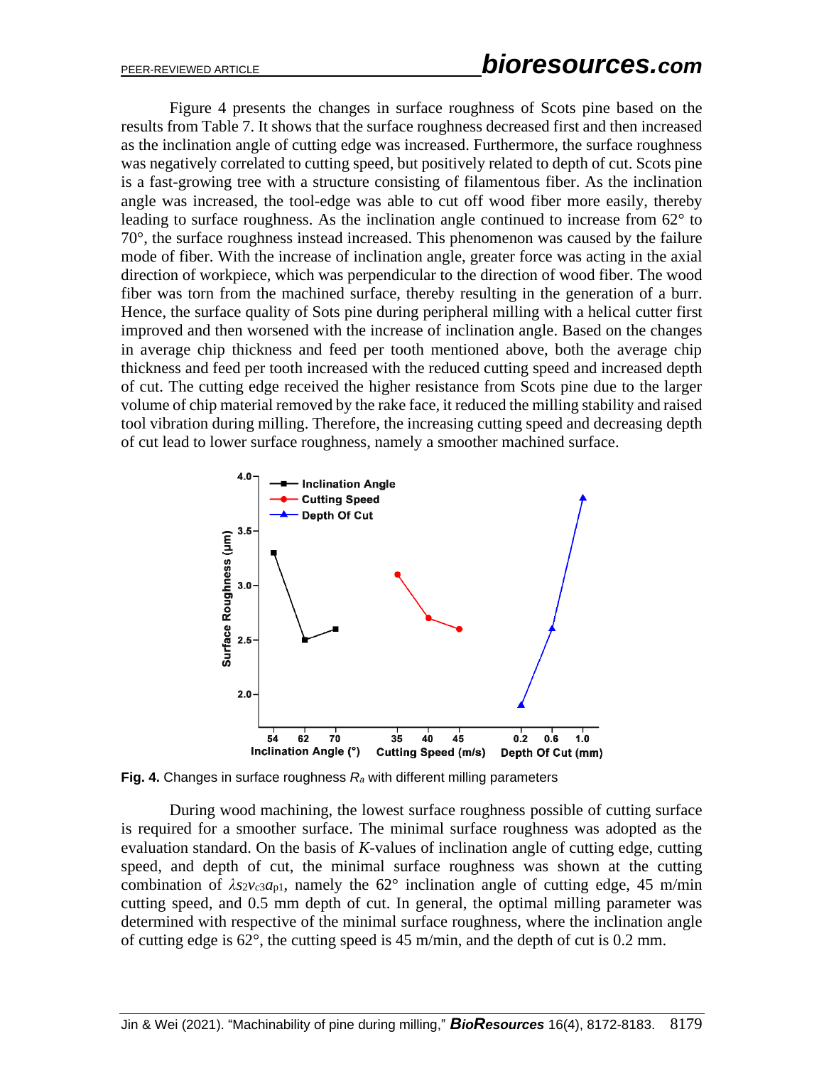Figure 4 presents the changes in surface roughness of Scots pine based on the results from Table 7. It shows that the surface roughness decreased first and then increased as the inclination angle of cutting edge was increased. Furthermore, the surface roughness was negatively correlated to cutting speed, but positively related to depth of cut. Scots pine is a fast-growing tree with a structure consisting of filamentous fiber. As the inclination angle was increased, the tool-edge was able to cut off wood fiber more easily, thereby leading to surface roughness. As the inclination angle continued to increase from 62° to 70°, the surface roughness instead increased. This phenomenon was caused by the failure mode of fiber. With the increase of inclination angle, greater force was acting in the axial direction of workpiece, which was perpendicular to the direction of wood fiber. The wood fiber was torn from the machined surface, thereby resulting in the generation of a burr. Hence, the surface quality of Sots pine during peripheral milling with a helical cutter first improved and then worsened with the increase of inclination angle. Based on the changes in average chip thickness and feed per tooth mentioned above, both the average chip thickness and feed per tooth increased with the reduced cutting speed and increased depth of cut. The cutting edge received the higher resistance from Scots pine due to the larger volume of chip material removed by the rake face, it reduced the milling stability and raised tool vibration during milling. Therefore, the increasing cutting speed and decreasing depth of cut lead to lower surface roughness, namely a smoother machined surface.

**Fig. 4.** Changes in surface roughness $R_a$ with different milling parameters

During wood machining, the lowest surface roughness possible of cutting surface is required for a smoother surface. The minimal surface roughness was adopted as the evaluation standard. On the basis of *K*-values of inclination angle of cutting edge, cutting speed, and depth of cut, the minimal surface roughness was shown at the cutting combination of $\lambda_{S2}v_{c3}a_{p1}$, namely the 62° inclination angle of cutting edge, 45 m/min cutting speed, and 0.5 mm depth of cut. In general, the optimal milling parameter was determined with respective of the minimal surface roughness, where the inclination angle of cutting edge is 62°, the cutting speed is 45 m/min, and the depth of cut is 0.2 mm.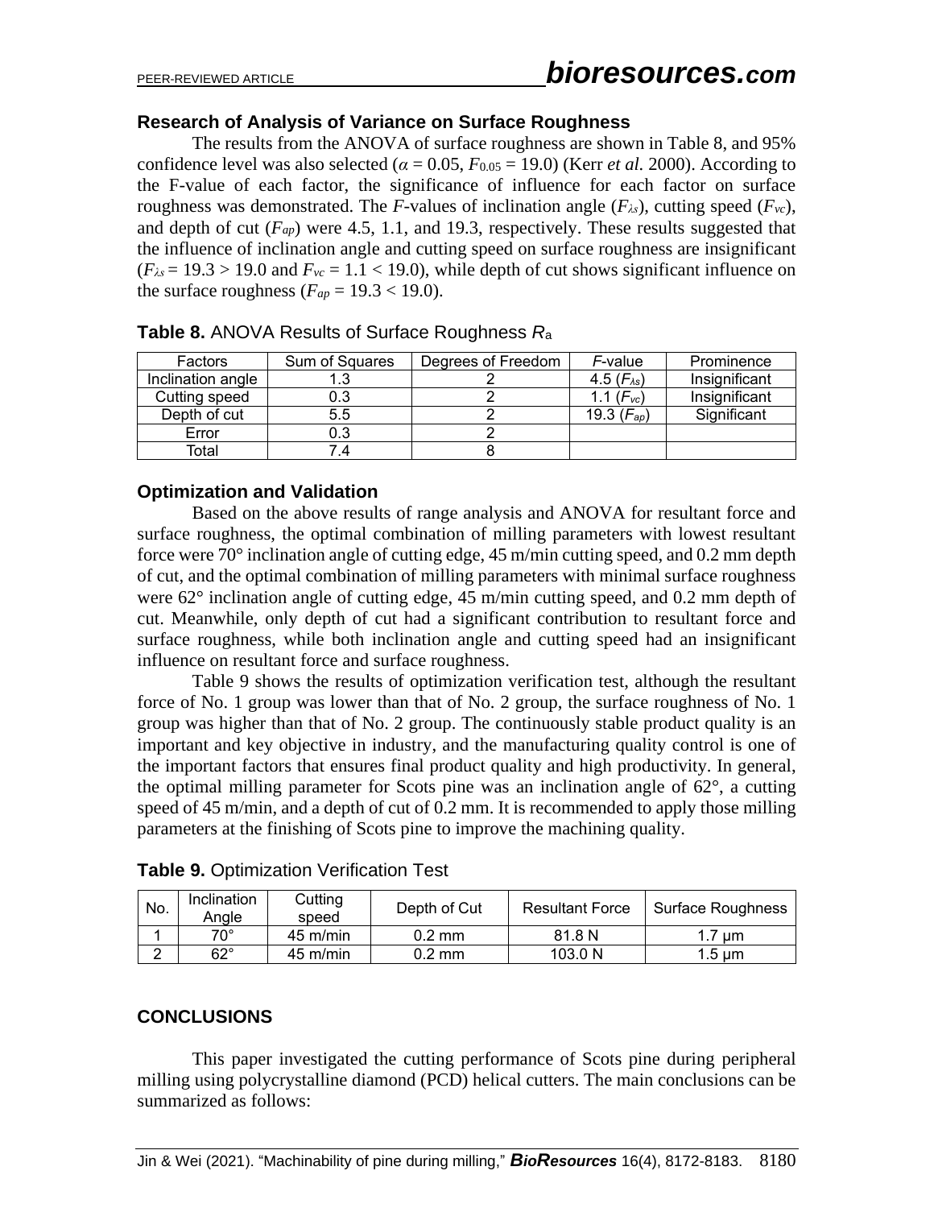### Research of Analysis of Variance on Surface Roughness

The results from the ANOVA of surface roughness are shown in Table 8, and 95% confidence level was also selected ($\alpha = 0.05$, $F_{0.05} = 19.0$) (Kerr *et al.* 2000). According to the F-value of each factor, the significance of influence for each factor on surface roughness was demonstrated. The *F*-values of inclination angle ($F_{\lambda s}$), cutting speed ($F_{vc}$), and depth of cut ($F_{ap}$) were 4.5, 1.1, and 19.3, respectively. These results suggested that the influence of inclination angle and cutting speed on surface roughness are insignificant ($F_{\lambda s} = 19.3 > 19.0$ and $F_{vc} = 1.1 < 19.0$), while depth of cut shows significant influence on the surface roughness ($F_{ap} = 19.3 < 19.0$).

**Table 8.** ANOVA Results of Surface Roughness $R_a$

| Factors | Sum of Squares | Degrees of Freedom | *F*-value | Prominence |
|---|---|---|---|---|
| Inclination angle | 1.3 | 2 | 4.5 ($F_{\lambda s}$) | Insignificant |
| Cutting speed | 0.3 | 2 | 1.1 ($F_{vc}$) | Insignificant |
| Depth of cut | 5.5 | 2 | 19.3 ($F_{ap}$) | Significant |
| Error | 0.3 | 2 | | |
| Total | 7.4 | 8 | | |

### Optimization and Validation

Based on the above results of range analysis and ANOVA for resultant force and surface roughness, the optimal combination of milling parameters with lowest resultant force were 70° inclination angle of cutting edge, 45 m/min cutting speed, and 0.2 mm depth of cut, and the optimal combination of milling parameters with minimal surface roughness were 62° inclination angle of cutting edge, 45 m/min cutting speed, and 0.2 mm depth of cut. Meanwhile, only depth of cut had a significant contribution to resultant force and surface roughness, while both inclination angle and cutting speed had an insignificant influence on resultant force and surface roughness.

Table 9 shows the results of optimization verification test, although the resultant force of No. 1 group was lower than that of No. 2 group, the surface roughness of No. 1 group was higher than that of No. 2 group. The continuously stable product quality is an important and key objective in industry, and the manufacturing quality control is one of the important factors that ensures final product quality and high productivity. In general, the optimal milling parameter for Scots pine was an inclination angle of 62°, a cutting speed of 45 m/min, and a depth of cut of 0.2 mm. It is recommended to apply those milling parameters at the finishing of Scots pine to improve the machining quality.

**Table 9.** Optimization Verification Test

| No. | Inclination Angle | Cutting speed | Depth of Cut | Resultant Force | Surface Roughness |
|---|---|---|---|---|---|
| 1 | 70° | 45 m/min | 0.2 mm | 81.8 N | 1.7 μm |
| 2 | 62° | 45 m/min | 0.2 mm | 103.0 N | 1.5 μm |

## CONCLUSIONS

This paper investigated the cutting performance of Scots pine during peripheral milling using polycrystalline diamond (PCD) helical cutters. The main conclusions can be summarized as follows: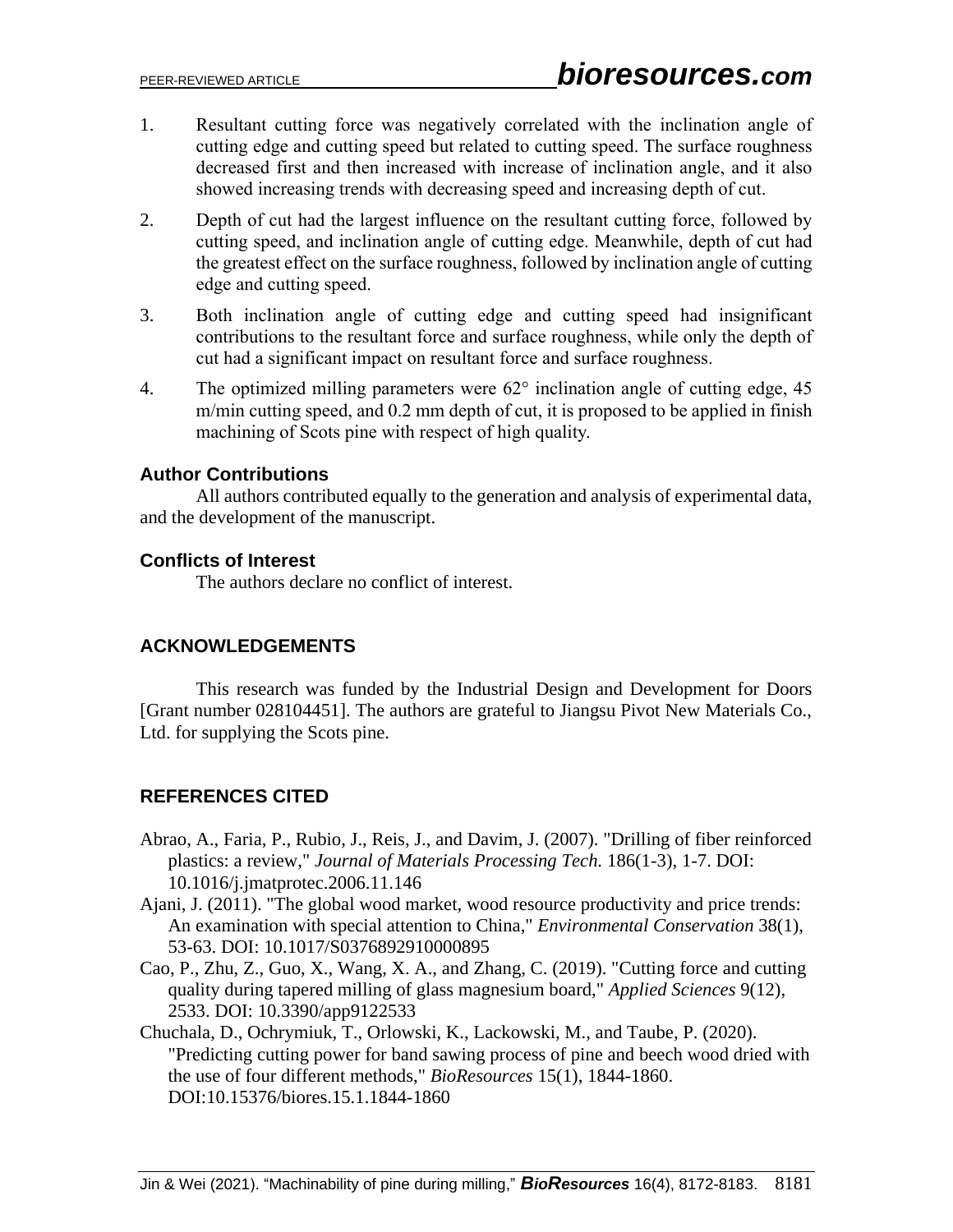1. Resultant cutting force was negatively correlated with the inclination angle of cutting edge and cutting speed but related to cutting speed. The surface roughness decreased first and then increased with increase of inclination angle, and it also showed increasing trends with decreasing speed and increasing depth of cut.
2. Depth of cut had the largest influence on the resultant cutting force, followed by cutting speed, and inclination angle of cutting edge. Meanwhile, depth of cut had the greatest effect on the surface roughness, followed by inclination angle of cutting edge and cutting speed.
3. Both inclination angle of cutting edge and cutting speed had insignificant contributions to the resultant force and surface roughness, while only the depth of cut had a significant impact on resultant force and surface roughness.
4. The optimized milling parameters were 62° inclination angle of cutting edge, 45 m/min cutting speed, and 0.2 mm depth of cut, it is proposed to be applied in finish machining of Scots pine with respect of high quality.

### Author Contributions

All authors contributed equally to the generation and analysis of experimental data, and the development of the manuscript.

### Conflicts of Interest

The authors declare no conflict of interest.

## ACKNOWLEDGEMENTS

This research was funded by the Industrial Design and Development for Doors [Grant number 028104451]. The authors are grateful to Jiangsu Pivot New Materials Co., Ltd. for supplying the Scots pine.

## REFERENCES CITED

Abrao, A., Faria, P., Rubio, J., Reis, J., and Davim, J. (2007). "Drilling of fiber reinforced plastics: a review," *Journal of Materials Processing Tech.* 186(1-3), 1-7. DOI: 10.1016/j.jmatprotec.2006.11.146

Ajani, J. (2011). "The global wood market, wood resource productivity and price trends: An examination with special attention to China," *Environmental Conservation* 38(1), 53-63. DOI: 10.1017/S0376892910000895

Cao, P., Zhu, Z., Guo, X., Wang, X. A., and Zhang, C. (2019). "Cutting force and cutting quality during tapered milling of glass magnesium board," *Applied Sciences* 9(12), 2533. DOI: 10.3390/app9122533

Chuchala, D., Ochrymiuk, T., Orlowski, K., Lackowski, M., and Taube, P. (2020). "Predicting cutting power for band sawing process of pine and beech wood dried with the use of four different methods," *BioResources* 15(1), 1844-1860. DOI:10.15376/biores.15.1.1844-1860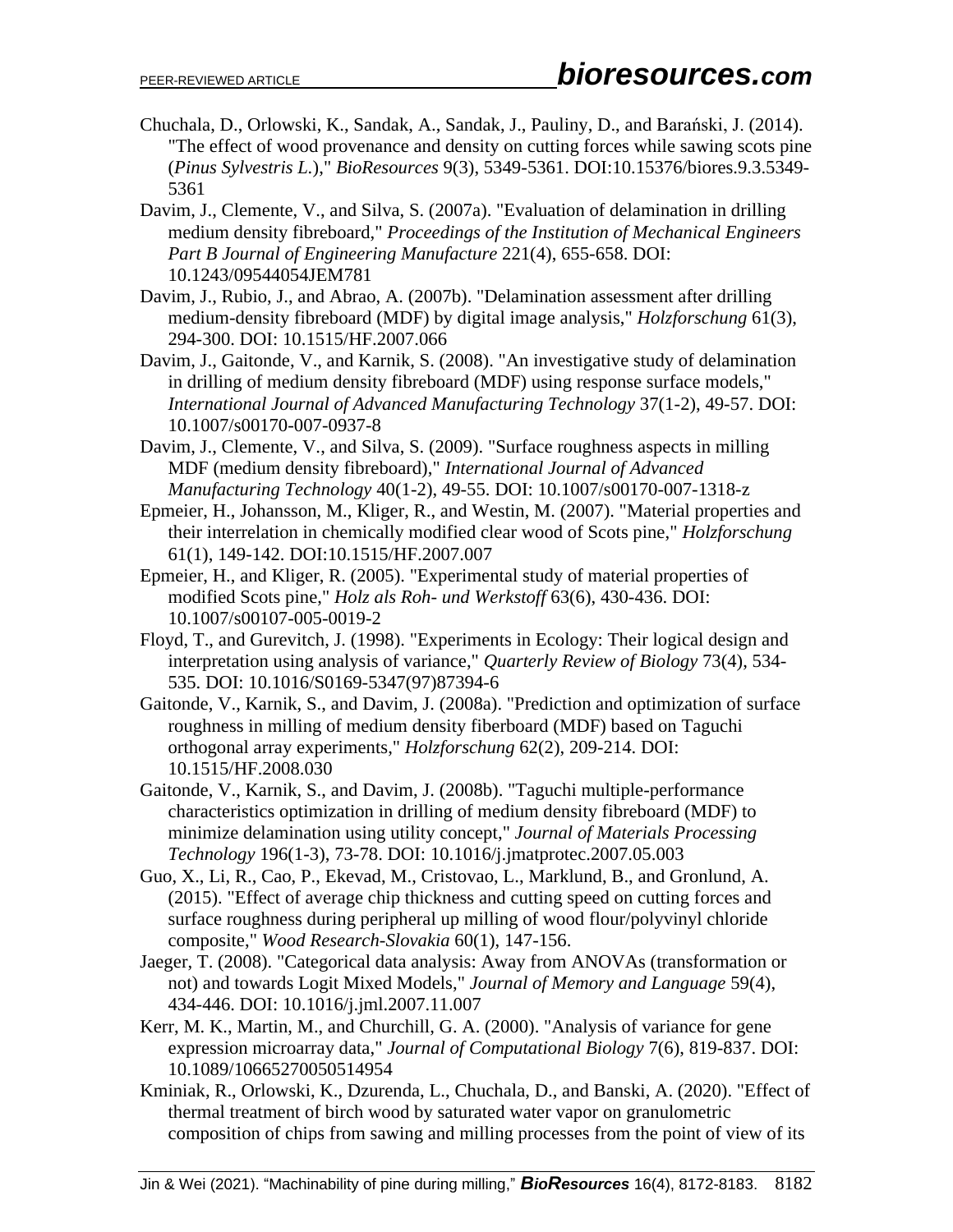Chuchala, D., Orlowski, K., Sandak, A., Sandak, J., Pauliny, D., and Barański, J. (2014). "The effect of wood provenance and density on cutting forces while sawing scots pine (*Pinus Sylvestris L.*)," *BioResources* 9(3), 5349-5361. DOI:10.15376/biores.9.3.5349-5361

Davim, J., Clemente, V., and Silva, S. (2007a). "Evaluation of delamination in drilling medium density fibreboard," *Proceedings of the Institution of Mechanical Engineers Part B Journal of Engineering Manufacture* 221(4), 655-658. DOI: 10.1243/09544054JEM781

Davim, J., Rubio, J., and Abrao, A. (2007b). "Delamination assessment after drilling medium-density fibreboard (MDF) by digital image analysis," *Holzforschung* 61(3), 294-300. DOI: 10.1515/HF.2007.066

Davim, J., Gaitonde, V., and Karnik, S. (2008). "An investigative study of delamination in drilling of medium density fibreboard (MDF) using response surface models," *International Journal of Advanced Manufacturing Technology* 37(1-2), 49-57. DOI: 10.1007/s00170-007-0937-8

Davim, J., Clemente, V., and Silva, S. (2009). "Surface roughness aspects in milling MDF (medium density fibreboard)," *International Journal of Advanced Manufacturing Technology* 40(1-2), 49-55. DOI: 10.1007/s00170-007-1318-z

Epmeier, H., Johansson, M., Kliger, R., and Westin, M. (2007). "Material properties and their interrelation in chemically modified clear wood of Scots pine," *Holzforschung* 61(1), 149-142. DOI:10.1515/HF.2007.007

Epmeier, H., and Kliger, R. (2005). "Experimental study of material properties of modified Scots pine," *Holz als Roh- und Werkstoff* 63(6), 430-436. DOI: 10.1007/s00107-005-0019-2

Floyd, T., and Gurevitch, J. (1998). "Experiments in Ecology: Their logical design and interpretation using analysis of variance," *Quarterly Review of Biology* 73(4), 534-535. DOI: 10.1016/S0169-5347(97)87394-6

Gaitonde, V., Karnik, S., and Davim, J. (2008a). "Prediction and optimization of surface roughness in milling of medium density fiberboard (MDF) based on Taguchi orthogonal array experiments," *Holzforschung* 62(2), 209-214. DOI: 10.1515/HF.2008.030

Gaitonde, V., Karnik, S., and Davim, J. (2008b). "Taguchi multiple-performance characteristics optimization in drilling of medium density fibreboard (MDF) to minimize delamination using utility concept," *Journal of Materials Processing Technology* 196(1-3), 73-78. DOI: 10.1016/j.jmatprotec.2007.05.003

Guo, X., Li, R., Cao, P., Ekevad, M., Cristovao, L., Marklund, B., and Gronlund, A. (2015). "Effect of average chip thickness and cutting speed on cutting forces and surface roughness during peripheral up milling of wood flour/polyvinyl chloride composite," *Wood Research-Slovakia* 60(1), 147-156.

Jaeger, T. (2008). "Categorical data analysis: Away from ANOVAs (transformation or not) and towards Logit Mixed Models," *Journal of Memory and Language* 59(4), 434-446. DOI: 10.1016/j.jml.2007.11.007

Kerr, M. K., Martin, M., and Churchill, G. A. (2000). "Analysis of variance for gene expression microarray data," *Journal of Computational Biology* 7(6), 819-837. DOI: 10.1089/10665270050514954

Kminiak, R., Orlowski, K., Dzurenda, L., Chuchala, D., and Banski, A. (2020). "Effect of thermal treatment of birch wood by saturated water vapor on granulometric composition of chips from sawing and milling processes from the point of view of its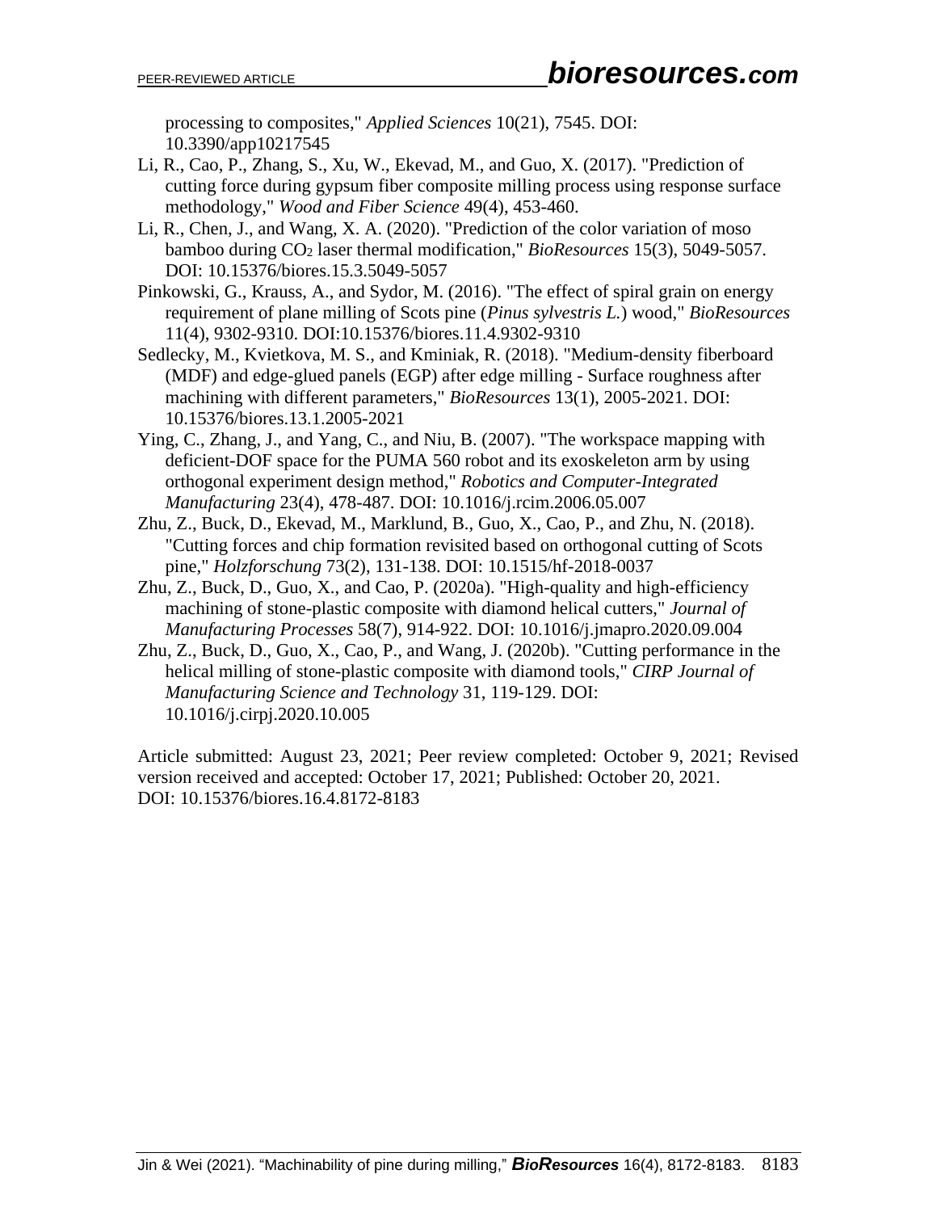processing to composites," *Applied Sciences* 10(21), 7545. DOI: 10.3390/app10217545

Li, R., Cao, P., Zhang, S., Xu, W., Ekevad, M., and Guo, X. (2017). "Prediction of cutting force during gypsum fiber composite milling process using response surface methodology," *Wood and Fiber Science* 49(4), 453-460.

Li, R., Chen, J., and Wang, X. A. (2020). "Prediction of the color variation of moso bamboo during $CO_2$ laser thermal modification," *BioResources* 15(3), 5049-5057. DOI: 10.15376/biores.15.3.5049-5057

Pinkowski, G., Krauss, A., and Sydor, M. (2016). "The effect of spiral grain on energy requirement of plane milling of Scots pine (*Pinus sylvestris L.*) wood," *BioResources* 11(4), 9302-9310. DOI:10.15376/biores.11.4.9302-9310

Sedlecky, M., Kvietkova, M. S., and Kminiak, R. (2018). "Medium-density fiberboard (MDF) and edge-glued panels (EGP) after edge milling - Surface roughness after machining with different parameters," *BioResources* 13(1), 2005-2021. DOI: 10.15376/biores.13.1.2005-2021

Ying, C., Zhang, J., and Yang, C., and Niu, B. (2007). "The workspace mapping with deficient-DOF space for the PUMA 560 robot and its exoskeleton arm by using orthogonal experiment design method," *Robotics and Computer-Integrated Manufacturing* 23(4), 478-487. DOI: 10.1016/j.rcim.2006.05.007

Zhu, Z., Buck, D., Ekevad, M., Marklund, B., Guo, X., Cao, P., and Zhu, N. (2018). "Cutting forces and chip formation revisited based on orthogonal cutting of Scots pine," *Holzforschung* 73(2), 131-138. DOI: 10.1515/hf-2018-0037

Zhu, Z., Buck, D., Guo, X., and Cao, P. (2020a). "High-quality and high-efficiency machining of stone-plastic composite with diamond helical cutters," *Journal of Manufacturing Processes* 58(7), 914-922. DOI: 10.1016/j.jmapro.2020.09.004

Zhu, Z., Buck, D., Guo, X., Cao, P., and Wang, J. (2020b). "Cutting performance in the helical milling of stone-plastic composite with diamond tools," *CIRP Journal of Manufacturing Science and Technology* 31, 119-129. DOI: 10.1016/j.cirpj.2020.10.005

Article submitted: August 23, 2021; Peer review completed: October 9, 2021; Revised version received and accepted: October 17, 2021; Published: October 20, 2021.
DOI: 10.15376/biores.16.4.8172-8183